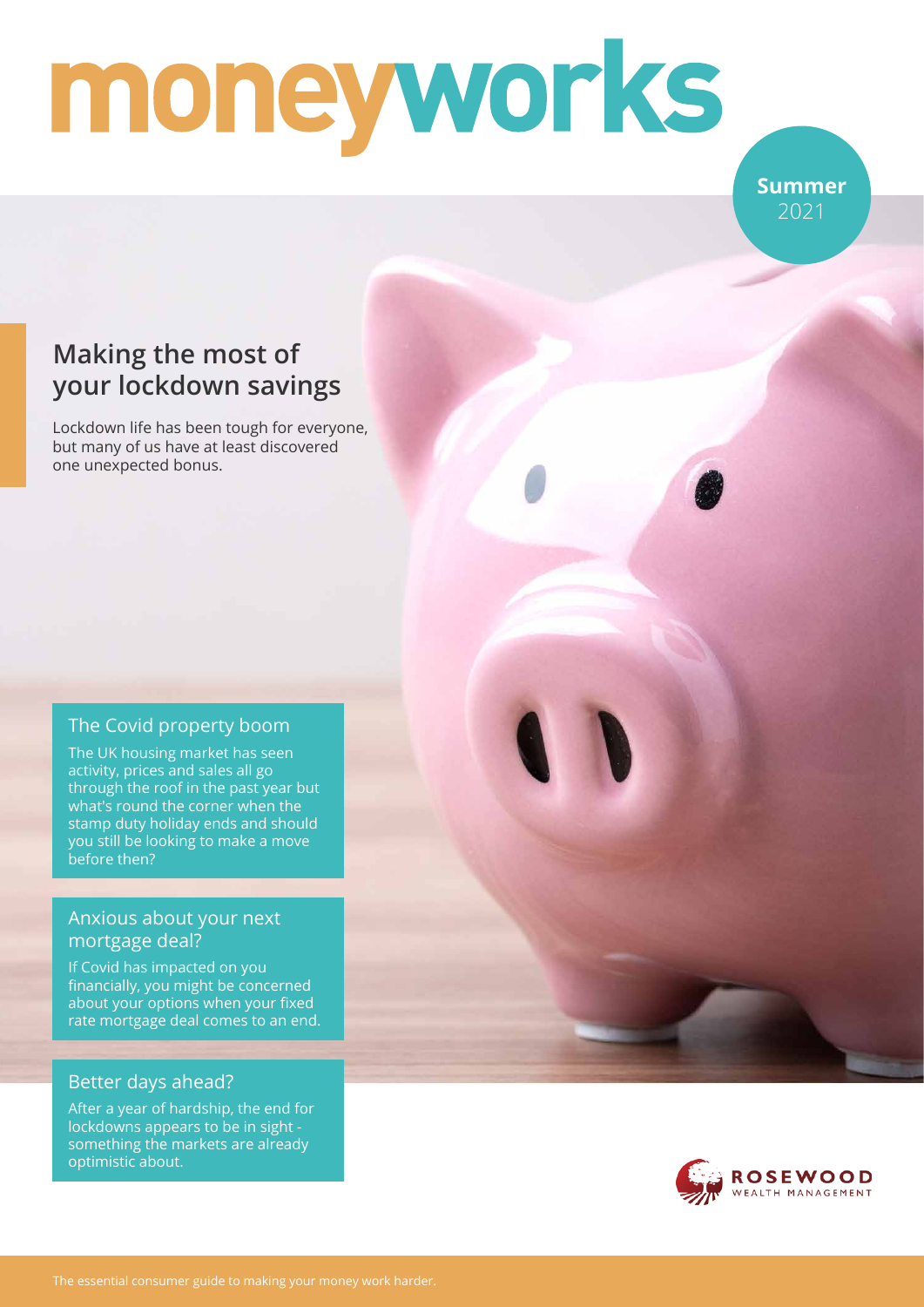# moneyworks

**Summer** 2021

## Making the most of your lockdown savings

Lockdown life has been tough for everyone, but many of us have at least discovered one unexpected bonus.

### The Covid property boom

The UK housing market has seen activity, prices and sales all go through the roof in the past year but what's round the corner when the stamp duty holiday ends and should you still be looking to make a move before then?

### Anxious about your next mortgage deal?

If Covid has impacted on you financially, you might be concerned about your options when your fixed rate mortgage deal comes to an end.

### Better days ahead?

After a year of hardship, the end for lockdowns appears to be in sight - something the markets are already optimistic about.

ROSEWOOD WEALTH MANAGEMENT

The essential consumer guide to making your money work harder.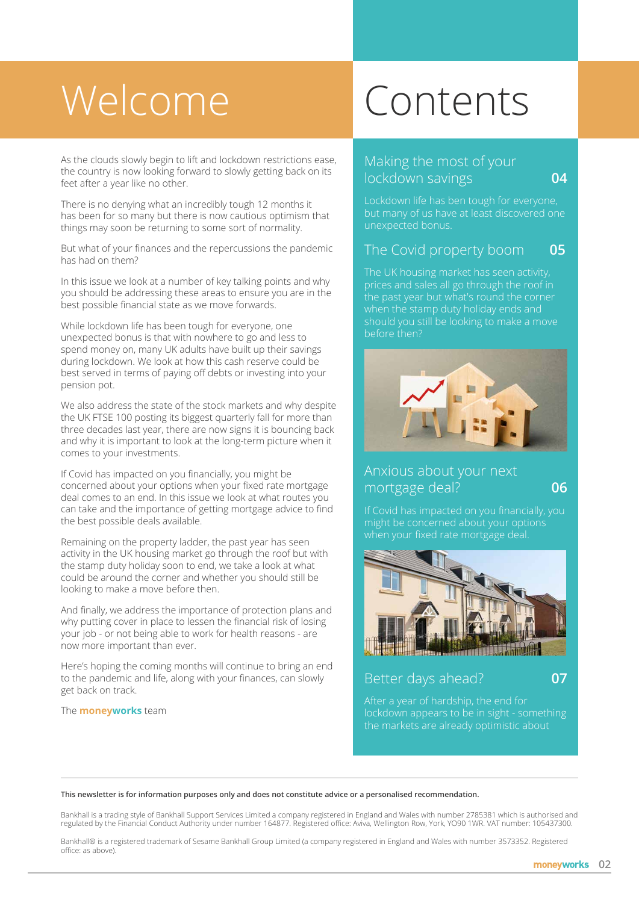# Welcome

As the clouds slowly begin to lift and lockdown restrictions ease, the country is now looking forward to slowly getting back on its feet after a year like no other.

There is no denying what an incredibly tough 12 months it has been for so many but there is now cautious optimism that things may soon be returning to some sort of normality.

But what of your finances and the repercussions the pandemic has had on them?

In this issue we look at a number of key talking points and why you should be addressing these areas to ensure you are in the best possible financial state as we move forwards.

While lockdown life has been tough for everyone, one unexpected bonus is that with nowhere to go and less to spend money on, many UK adults have built up their savings during lockdown. We look at how this cash reserve could be best served in terms of paying off debts or investing into your pension pot.

We also address the state of the stock markets and why despite the UK FTSE 100 posting its biggest quarterly fall for more than three decades last year, there are now signs it is bouncing back and why it is important to look at the long-term picture when it comes to your investments.

If Covid has impacted on you financially, you might be concerned about your options when your fixed rate mortgage deal comes to an end. In this issue we look at what routes you can take and the importance of getting mortgage advice to find the best possible deals available.

Remaining on the property ladder, the past year has seen activity in the UK housing market go through the roof but with the stamp duty holiday soon to end, we take a look at what could be around the corner and whether you should still be looking to make a move before then.

And finally, we address the importance of protection plans and why putting cover in place to lessen the financial risk of losing your job - or not being able to work for health reasons - are now more important than ever.

Here's hoping the coming months will continue to bring an end to the pandemic and life, along with your finances, can slowly get back on track.

The **moneyworks** team

# Contents

## Making the most of your lockdown savings — 04

Lockdown life has ben tough for everyone, but many of us have at least discovered one unexpected bonus.

## The Covid property boom — 05

The UK housing market has seen activity, prices and sales all go through the roof in the past year but what's round the corner when the stamp duty holiday ends and should you still be looking to make a move before then?

## Anxious about your next mortgage deal? — 06

If Covid has impacted on you financially, you might be concerned about your options when your fixed rate mortgage deal.

## Better days ahead? — 07

After a year of hardship, the end for lockdown appears to be in sight - something the markets are already optimistic about

---

**This newsletter is for information purposes only and does not constitute advice or a personalised recommendation.**

Bankhall is a trading style of Bankhall Support Services Limited a company registered in England and Wales with number 2785381 which is authorised and regulated by the Financial Conduct Authority under number 164877. Registered office: Aviva, Wellington Row, York, YO90 1WR. VAT number: 105437300.

Bankhall® is a registered trademark of Sesame Bankhall Group Limited (a company registered in England and Wales with number 3573352. Registered office: as above).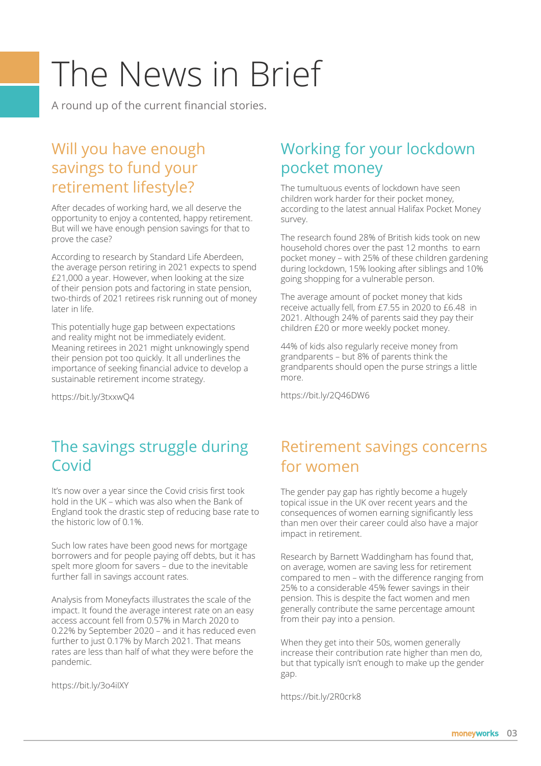# The News in Brief

A round up of the current financial stories.

## Will you have enough savings to fund your retirement lifestyle?

After decades of working hard, we all deserve the opportunity to enjoy a contented, happy retirement. But will we have enough pension savings for that to prove the case?

According to research by Standard Life Aberdeen, the average person retiring in 2021 expects to spend £21,000 a year. However, when looking at the size of their pension pots and factoring in state pension, two-thirds of 2021 retirees risk running out of money later in life.

This potentially huge gap between expectations and reality might not be immediately evident. Meaning retirees in 2021 might unknowingly spend their pension pot too quickly. It all underlines the importance of seeking financial advice to develop a sustainable retirement income strategy.

https://bit.ly/3txxwQ4

## Working for your lockdown pocket money

The tumultuous events of lockdown have seen children work harder for their pocket money, according to the latest annual Halifax Pocket Money survey.

The research found 28% of British kids took on new household chores over the past 12 months to earn pocket money – with 25% of these children gardening during lockdown, 15% looking after siblings and 10% going shopping for a vulnerable person.

The average amount of pocket money that kids receive actually fell, from £7.55 in 2020 to £6.48 in 2021. Although 24% of parents said they pay their children £20 or more weekly pocket money.

44% of kids also regularly receive money from grandparents – but 8% of parents think the grandparents should open the purse strings a little more.

https://bit.ly/2Q46DW6

## The savings struggle during Covid

It's now over a year since the Covid crisis first took hold in the UK – which was also when the Bank of England took the drastic step of reducing base rate to the historic low of 0.1%.

Such low rates have been good news for mortgage borrowers and for people paying off debts, but it has spelt more gloom for savers – due to the inevitable further fall in savings account rates.

Analysis from Moneyfacts illustrates the scale of the impact. It found the average interest rate on an easy access account fell from 0.57% in March 2020 to 0.22% by September 2020 – and it has reduced even further to just 0.17% by March 2021. That means rates are less than half of what they were before the pandemic.

https://bit.ly/3o4ilXY

## Retirement savings concerns for women

The gender pay gap has rightly become a hugely topical issue in the UK over recent years and the consequences of women earning significantly less than men over their career could also have a major impact in retirement.

Research by Barnett Waddingham has found that, on average, women are saving less for retirement compared to men – with the difference ranging from 25% to a considerable 45% fewer savings in their pension. This is despite the fact women and men generally contribute the same percentage amount from their pay into a pension.

When they get into their 50s, women generally increase their contribution rate higher than men do, but that typically isn't enough to make up the gender gap.

https://bit.ly/2R0crk8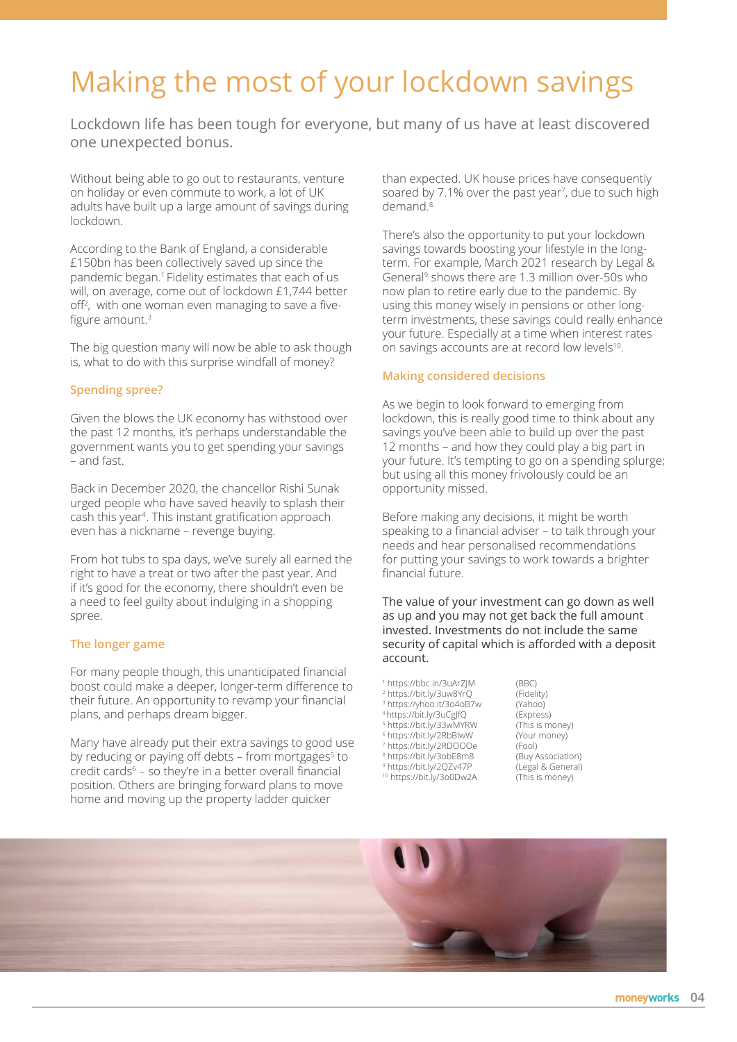# Making the most of your lockdown savings

Lockdown life has been tough for everyone, but many of us have at least discovered one unexpected bonus.

Without being able to go out to restaurants, venture on holiday or even commute to work, a lot of UK adults have built up a large amount of savings during lockdown.

According to the Bank of England, a considerable £150bn has been collectively saved up since the pandemic began.[1] Fidelity estimates that each of us will, on average, come out of lockdown £1,744 better off[2], with one woman even managing to save a five-figure amount.[3]

The big question many will now be able to ask though is, what to do with this surprise windfall of money?

## Spending spree?

Given the blows the UK economy has withstood over the past 12 months, it's perhaps understandable the government wants you to get spending your savings – and fast.

Back in December 2020, the chancellor Rishi Sunak urged people who have saved heavily to splash their cash this year[4]. This instant gratification approach even has a nickname – revenge buying.

From hot tubs to spa days, we've surely all earned the right to have a treat or two after the past year. And if it's good for the economy, there shouldn't even be a need to feel guilty about indulging in a shopping spree.

## The longer game

For many people though, this unanticipated financial boost could make a deeper, longer-term difference to their future. An opportunity to revamp your financial plans, and perhaps dream bigger.

Many have already put their extra savings to good use by reducing or paying off debts – from mortgages[5] to credit cards[6] – so they're in a better overall financial position. Others are bringing forward plans to move home and moving up the property ladder quicker than expected. UK house prices have consequently soared by 7.1% over the past year[7], due to such high demand.[8]

There's also the opportunity to put your lockdown savings towards boosting your lifestyle in the long-term. For example, March 2021 research by Legal & General[9] shows there are 1.3 million over-50s who now plan to retire early due to the pandemic. By using this money wisely in pensions or other long-term investments, these savings could really enhance your future. Especially at a time when interest rates on savings accounts are at record low levels[10].

## Making considered decisions

As we begin to look forward to emerging from lockdown, this is really good time to think about any savings you've been able to build up over the past 12 months – and how they could play a big part in your future. It's tempting to go on a spending splurge; but using all this money frivolously could be an opportunity missed.

Before making any decisions, it might be worth speaking to a financial adviser – to talk through your needs and hear personalised recommendations for putting your savings to work towards a brighter financial future.

The value of your investment can go down as well as up and you may not get back the full amount invested. Investments do not include the same security of capital which is afforded with a deposit account.

[1] https://bbc.in/3uArZJM (BBC)
[2] https://bit.ly/3uw8YrQ (Fidelity)
[3] https://yhoo.it/3o4oB7w (Yahoo)
[4] https://bit.ly/3uCgJfQ (Express)
[5] https://bit.ly/33wMYRW (This is money)
[6] https://bit.ly/2RbBIwW (Your money)
[7] https://bit.ly/2RDOOOe (Fool)
[8] https://bit.ly/3obE8m8 (Buy Association)
[9] https://bit.ly/2QZv47P (Legal & General)
[10] https://bit.ly/3o0Dw2A (This is money)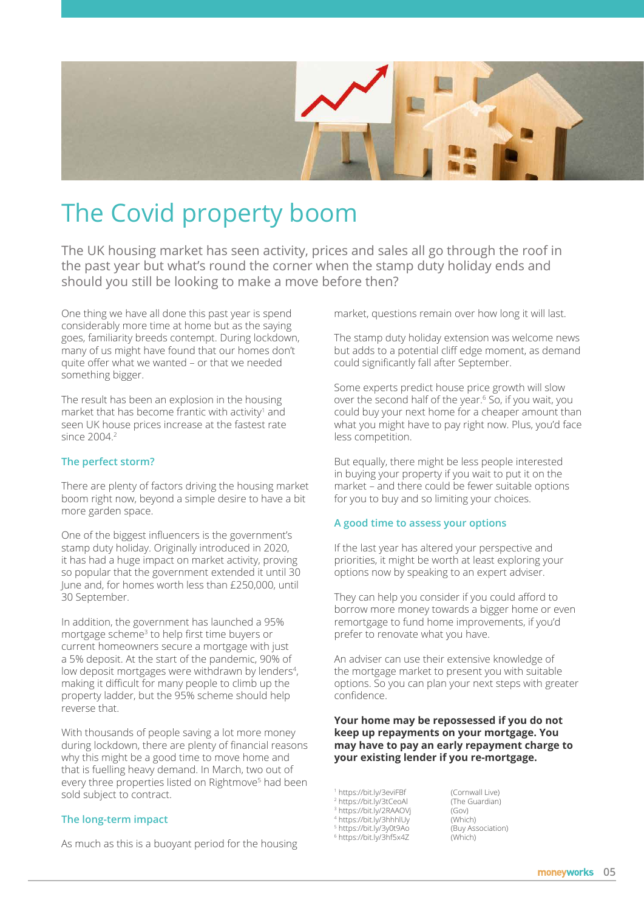# The Covid property boom

The UK housing market has seen activity, prices and sales all go through the roof in the past year but what's round the corner when the stamp duty holiday ends and should you still be looking to make a move before then?

One thing we have all done this past year is spend considerably more time at home but as the saying goes, familiarity breeds contempt. During lockdown, many of us might have found that our homes don't quite offer what we wanted – or that we needed something bigger.

The result has been an explosion in the housing market that has become frantic with activity[1] and seen UK house prices increase at the fastest rate since 2004.[2]

### The perfect storm?

There are plenty of factors driving the housing market boom right now, beyond a simple desire to have a bit more garden space.

One of the biggest influencers is the government's stamp duty holiday. Originally introduced in 2020, it has had a huge impact on market activity, proving so popular that the government extended it until 30 June and, for homes worth less than £250,000, until 30 September.

In addition, the government has launched a 95% mortgage scheme[3] to help first time buyers or current homeowners secure a mortgage with just a 5% deposit. At the start of the pandemic, 90% of low deposit mortgages were withdrawn by lenders[4], making it difficult for many people to climb up the property ladder, but the 95% scheme should help reverse that.

With thousands of people saving a lot more money during lockdown, there are plenty of financial reasons why this might be a good time to move home and that is fuelling heavy demand. In March, two out of every three properties listed on Rightmove[5] had been sold subject to contract.

### The long-term impact

As much as this is a buoyant period for the housing market, questions remain over how long it will last.

The stamp duty holiday extension was welcome news but adds to a potential cliff edge moment, as demand could significantly fall after September.

Some experts predict house price growth will slow over the second half of the year.[6] So, if you wait, you could buy your next home for a cheaper amount than what you might have to pay right now. Plus, you'd face less competition.

But equally, there might be less people interested in buying your property if you wait to put it on the market – and there could be fewer suitable options for you to buy and so limiting your choices.

### A good time to assess your options

If the last year has altered your perspective and priorities, it might be worth at least exploring your options now by speaking to an expert adviser.

They can help you consider if you could afford to borrow more money towards a bigger home or even remortgage to fund home improvements, if you'd prefer to renovate what you have.

An adviser can use their extensive knowledge of the mortgage market to present you with suitable options. So you can plan your next steps with greater confidence.

**Your home may be repossessed if you do not keep up repayments on your mortgage. You may have to pay an early repayment charge to your existing lender if you re-mortgage.**

[1] https://bit.ly/3eviFBf (Cornwall Live)
[2] https://bit.ly/3tCeoAl (The Guardian)
[3] https://bit.ly/2RAAOVj (Gov)
[4] https://bit.ly/3hhhlUy (Which)
[5] https://bit.ly/3y0t9Ao (Buy Association)
[6] https://bit.ly/3hf5x4Z (Which)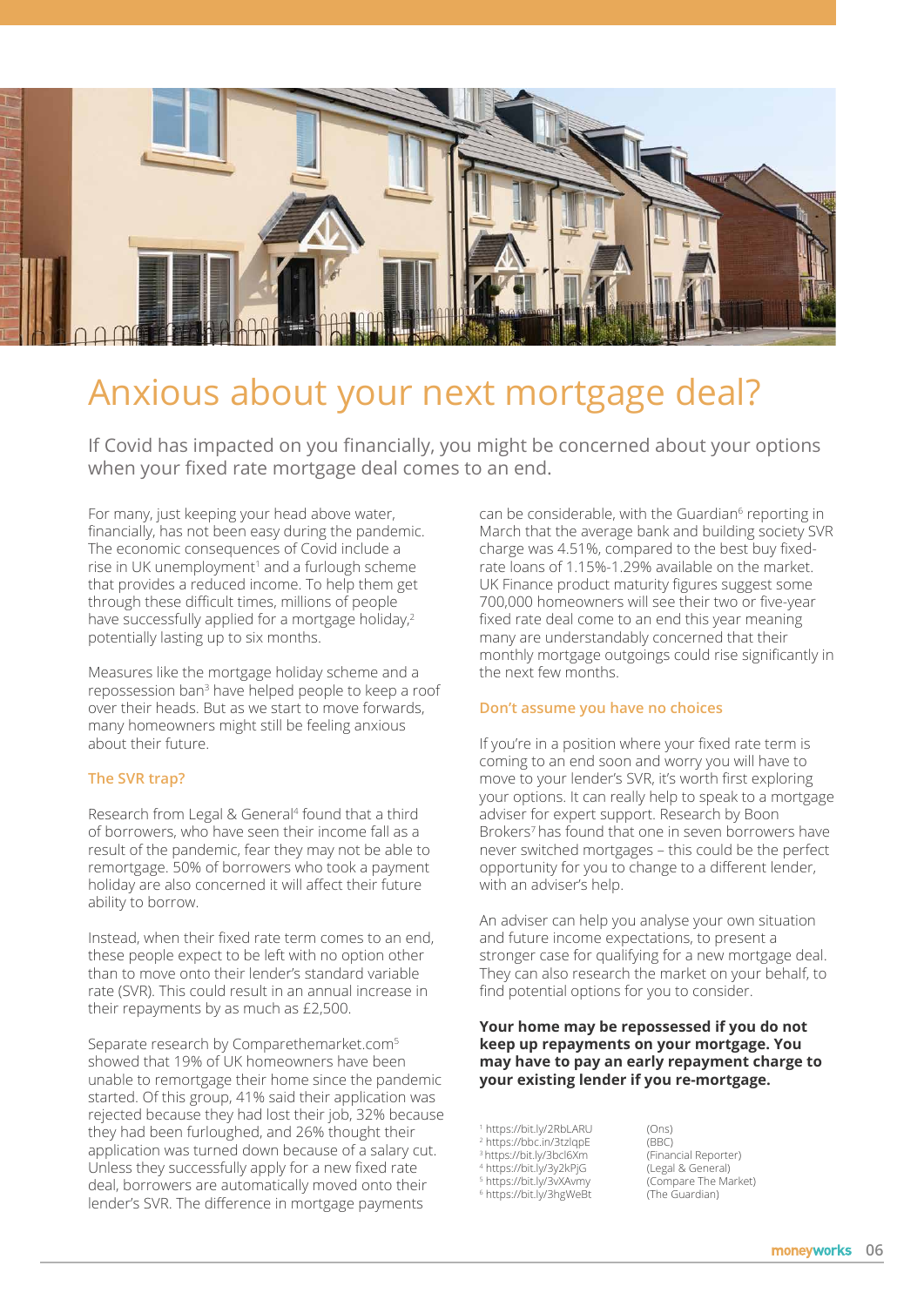# Anxious about your next mortgage deal?

If Covid has impacted on you financially, you might be concerned about your options when your fixed rate mortgage deal comes to an end.

For many, just keeping your head above water, financially, has not been easy during the pandemic. The economic consequences of Covid include a rise in UK unemployment[1] and a furlough scheme that provides a reduced income. To help them get through these difficult times, millions of people have successfully applied for a mortgage holiday,[2] potentially lasting up to six months.

Measures like the mortgage holiday scheme and a repossession ban[3] have helped people to keep a roof over their heads. But as we start to move forwards, many homeowners might still be feeling anxious about their future.

### The SVR trap?

Research from Legal & General[4] found that a third of borrowers, who have seen their income fall as a result of the pandemic, fear they may not be able to remortgage. 50% of borrowers who took a payment holiday are also concerned it will affect their future ability to borrow.

Instead, when their fixed rate term comes to an end, these people expect to be left with no option other than to move onto their lender's standard variable rate (SVR). This could result in an annual increase in their repayments by as much as £2,500.

Separate research by Comparethemarket.com[5] showed that 19% of UK homeowners have been unable to remortgage their home since the pandemic started. Of this group, 41% said their application was rejected because they had lost their job, 32% because they had been furloughed, and 26% thought their application was turned down because of a salary cut. Unless they successfully apply for a new fixed rate deal, borrowers are automatically moved onto their lender's SVR. The difference in mortgage payments can be considerable, with the Guardian[6] reporting in March that the average bank and building society SVR charge was 4.51%, compared to the best buy fixed-rate loans of 1.15%-1.29% available on the market. UK Finance product maturity figures suggest some 700,000 homeowners will see their two or five-year fixed rate deal come to an end this year meaning many are understandably concerned that their monthly mortgage outgoings could rise significantly in the next few months.

### Don't assume you have no choices

If you're in a position where your fixed rate term is coming to an end soon and worry you will have to move to your lender's SVR, it's worth first exploring your options. It can really help to speak to a mortgage adviser for expert support. Research by Boon Brokers[7] has found that one in seven borrowers have never switched mortgages – this could be the perfect opportunity for you to change to a different lender, with an adviser's help.

An adviser can help you analyse your own situation and future income expectations, to present a stronger case for qualifying for a new mortgage deal. They can also research the market on your behalf, to find potential options for you to consider.

**Your home may be repossessed if you do not keep up repayments on your mortgage. You may have to pay an early repayment charge to your existing lender if you re-mortgage.**

[1] https://bit.ly/2RbLARU (Ons)
[2] https://bbc.in/3tzlqpE (BBC)
[3] https://bit.ly/3bcl6Xm (Financial Reporter)
[4] https://bit.ly/3y2kPjG (Legal & General)
[5] https://bit.ly/3vXAvmy (Compare The Market)
[6] https://bit.ly/3hgWeBt (The Guardian)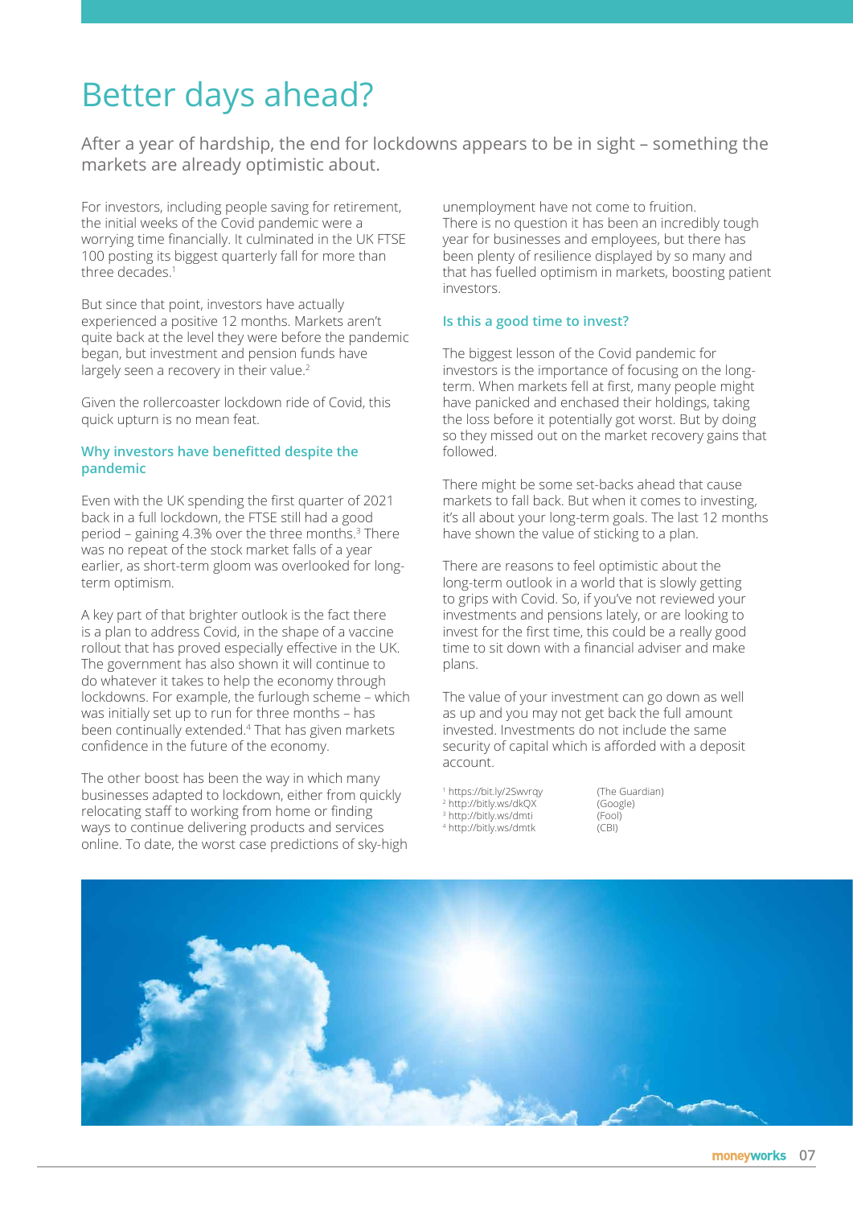# Better days ahead?

After a year of hardship, the end for lockdowns appears to be in sight – something the markets are already optimistic about.

For investors, including people saving for retirement, the initial weeks of the Covid pandemic were a worrying time financially. It culminated in the UK FTSE 100 posting its biggest quarterly fall for more than three decades.[1]

But since that point, investors have actually experienced a positive 12 months. Markets aren't quite back at the level they were before the pandemic began, but investment and pension funds have largely seen a recovery in their value.[2]

Given the rollercoaster lockdown ride of Covid, this quick upturn is no mean feat.

### Why investors have benefitted despite the pandemic

Even with the UK spending the first quarter of 2021 back in a full lockdown, the FTSE still had a good period – gaining 4.3% over the three months.[3] There was no repeat of the stock market falls of a year earlier, as short-term gloom was overlooked for long-term optimism.

A key part of that brighter outlook is the fact there is a plan to address Covid, in the shape of a vaccine rollout that has proved especially effective in the UK. The government has also shown it will continue to do whatever it takes to help the economy through lockdowns. For example, the furlough scheme – which was initially set up to run for three months – has been continually extended.[4] That has given markets confidence in the future of the economy.

The other boost has been the way in which many businesses adapted to lockdown, either from quickly relocating staff to working from home or finding ways to continue delivering products and services online. To date, the worst case predictions of sky-high unemployment have not come to fruition. There is no question it has been an incredibly tough year for businesses and employees, but there has been plenty of resilience displayed by so many and that has fuelled optimism in markets, boosting patient investors.

### Is this a good time to invest?

The biggest lesson of the Covid pandemic for investors is the importance of focusing on the long-term. When markets fell at first, many people might have panicked and enchased their holdings, taking the loss before it potentially got worst. But by doing so they missed out on the market recovery gains that followed.

There might be some set-backs ahead that cause markets to fall back. But when it comes to investing, it's all about your long-term goals. The last 12 months have shown the value of sticking to a plan.

There are reasons to feel optimistic about the long-term outlook in a world that is slowly getting to grips with Covid. So, if you've not reviewed your investments and pensions lately, or are looking to invest for the first time, this could be a really good time to sit down with a financial adviser and make plans.

The value of your investment can go down as well as up and you may not get back the full amount invested. Investments do not include the same security of capital which is afforded with a deposit account.

[1] https://bit.ly/2Swvrqy (The Guardian)
[2] http://bitly.ws/dkQX (Google)
[3] http://bitly.ws/dmti (Fool)
[4] http://bitly.ws/dmtk (CBI)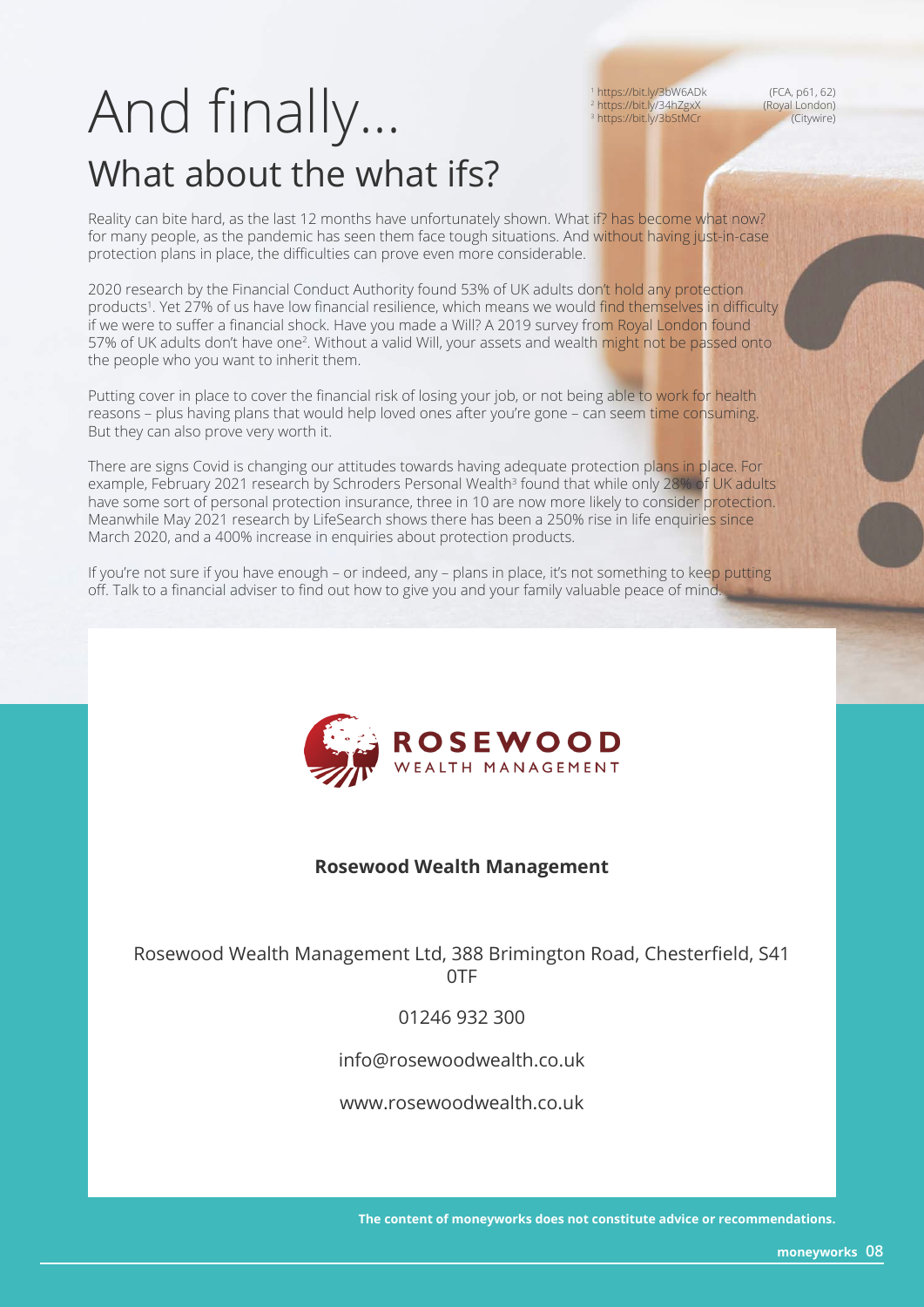# And finally...

## What about the what ifs?

[1] https://bit.ly/3bW6ADk (FCA, p61, 62)
[2] https://bit.ly/34hZgxX (Royal London)
[3] https://bit.ly/3bStMCr (Citywire)

Reality can bite hard, as the last 12 months have unfortunately shown. What if? has become what now? for many people, as the pandemic has seen them face tough situations. And without having just-in-case protection plans in place, the difficulties can prove even more considerable.

2020 research by the Financial Conduct Authority found 53% of UK adults don't hold any protection products[1]. Yet 27% of us have low financial resilience, which means we would find themselves in difficulty if we were to suffer a financial shock. Have you made a Will? A 2019 survey from Royal London found 57% of UK adults don't have one[2]. Without a valid Will, your assets and wealth might not be passed onto the people who you want to inherit them.

Putting cover in place to cover the financial risk of losing your job, or not being able to work for health reasons – plus having plans that would help loved ones after you're gone – can seem time consuming. But they can also prove very worth it.

There are signs Covid is changing our attitudes towards having adequate protection plans in place. For example, February 2021 research by Schroders Personal Wealth[3] found that while only 28% of UK adults have some sort of personal protection insurance, three in 10 are now more likely to consider protection. Meanwhile May 2021 research by LifeSearch shows there has been a 250% rise in life enquiries since March 2020, and a 400% increase in enquiries about protection products.

If you're not sure if you have enough – or indeed, any – plans in place, it's not something to keep putting off. Talk to a financial adviser to find out how to give you and your family valuable peace of mind.

ROSEWOOD
WEALTH MANAGEMENT

**Rosewood Wealth Management**

Rosewood Wealth Management Ltd, 388 Brimington Road, Chesterfield, S41 0TF

01246 932 300

info@rosewoodwealth.co.uk

www.rosewoodwealth.co.uk

**The content of moneyworks does not constitute advice or recommendations.**